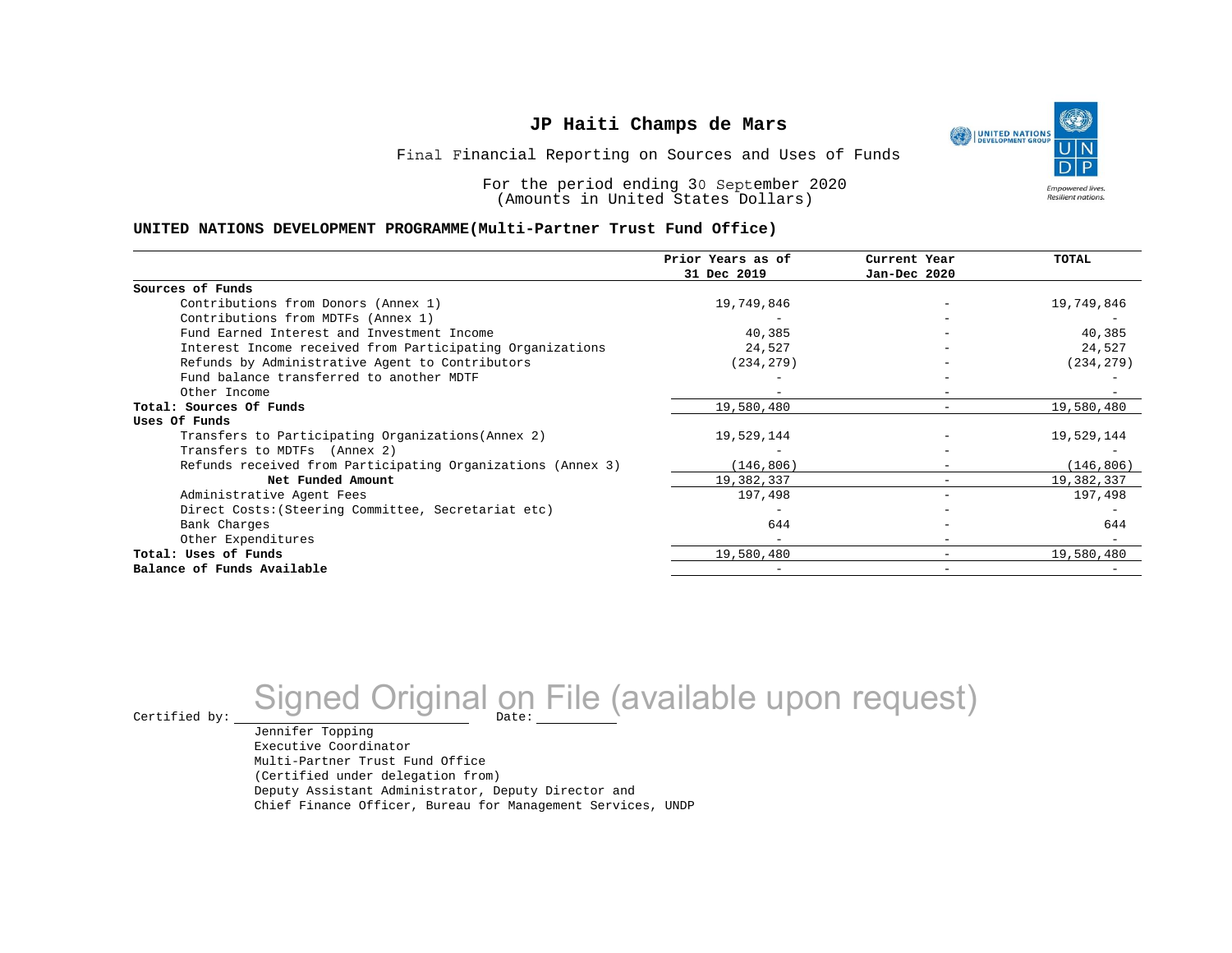# JP Haiti Champs de Mars

Final Financial Reporting on Sources and Uses of Funds

For the period ending 30 September 2020
(Amounts in United States Dollars)

**UNITED NATIONS DEVELOPMENT PROGRAMME(Multi-Partner Trust Fund Office)**

| | Prior Years as of 31 Dec 2019 | Current Year Jan-Dec 2020 | TOTAL |
|---|---|---|---|
| **Sources of Funds** | | | |
| Contributions from Donors (Annex 1) | 19,749,846 | - | 19,749,846 |
| Contributions from MDTFs (Annex 1) | - | - | - |
| Fund Earned Interest and Investment Income | 40,385 | - | 40,385 |
| Interest Income received from Participating Organizations | 24,527 | - | 24,527 |
| Refunds by Administrative Agent to Contributors | (234,279) | - | (234,279) |
| Fund balance transferred to another MDTF | - | - | - |
| Other Income | - | - | - |
| **Total: Sources Of Funds** | 19,580,480 | - | 19,580,480 |
| **Uses Of Funds** | | | |
| Transfers to Participating Organizations(Annex 2) | 19,529,144 | - | 19,529,144 |
| Transfers to MDTFs (Annex 2) | - | - | - |
| Refunds received from Participating Organizations (Annex 3) | (146,806) | - | (146,806) |
| **Net Funded Amount** | 19,382,337 | - | 19,382,337 |
| Administrative Agent Fees | 197,498 | - | 197,498 |
| Direct Costs:(Steering Committee, Secretariat etc) | - | - | - |
| Bank Charges | 644 | - | 644 |
| Other Expenditures | - | - | - |
| **Total: Uses of Funds** | 19,580,480 | - | 19,580,480 |
| **Balance of Funds Available** | - | - | - |

Certified by: Signed Original on File (available upon request) Date:

Jennifer Topping
Executive Coordinator
Multi-Partner Trust Fund Office
(Certified under delegation from)
Deputy Assistant Administrator, Deputy Director and
Chief Finance Officer, Bureau for Management Services, UNDP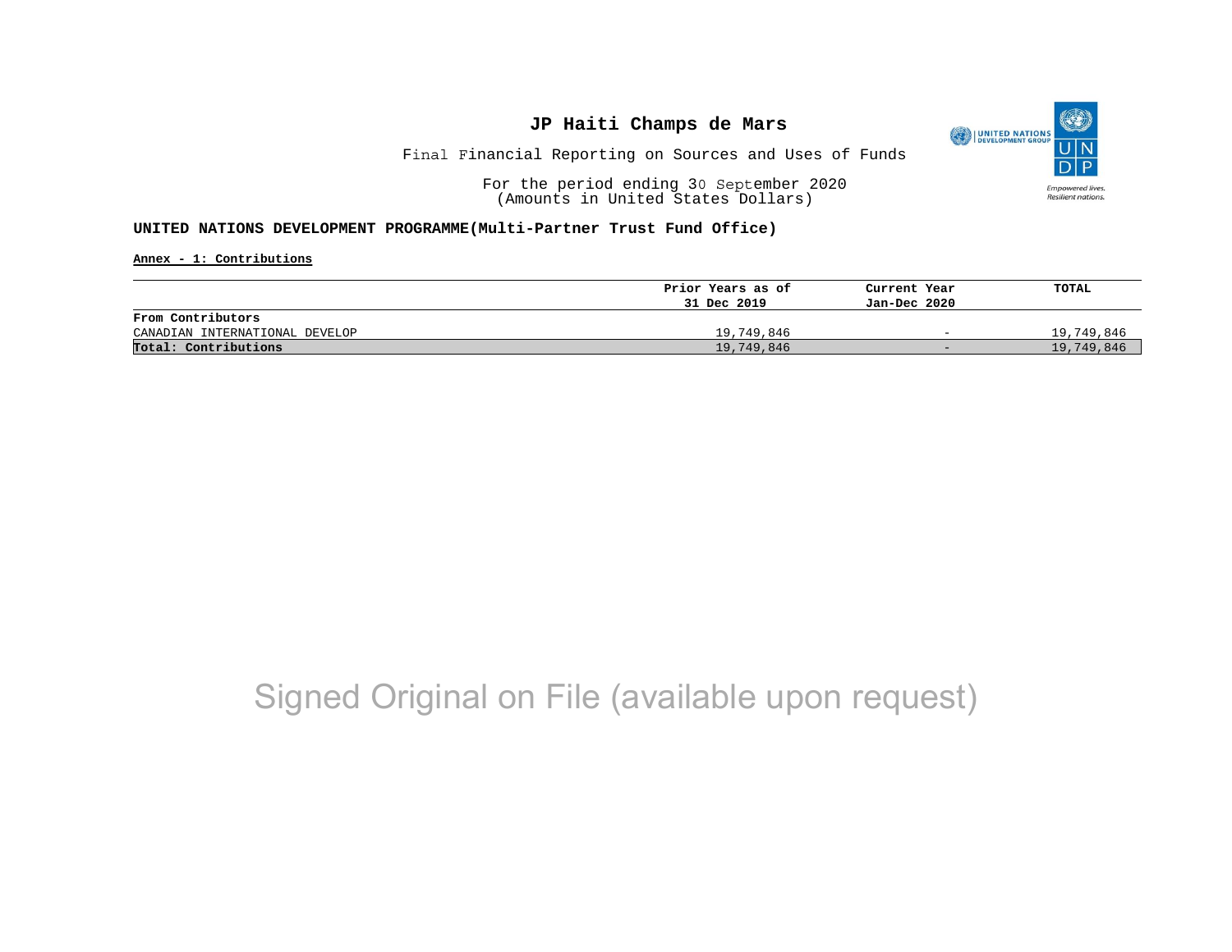# JP Haiti Champs de Mars

Final Financial Reporting on Sources and Uses of Funds

For the period ending 30 September 2020
(Amounts in United States Dollars)

**UNITED NATIONS DEVELOPMENT PROGRAMME(Multi-Partner Trust Fund Office)**

**Annex - 1: Contributions**

| | Prior Years as of 31 Dec 2019 | Current Year Jan-Dec 2020 | TOTAL |
|---|---|---|---|
| **From Contributors** | | | |
| CANADIAN INTERNATIONAL DEVELOP | 19,749,846 | - | 19,749,846 |
| **Total: Contributions** | 19,749,846 | - | 19,749,846 |

Signed Original on File (available upon request)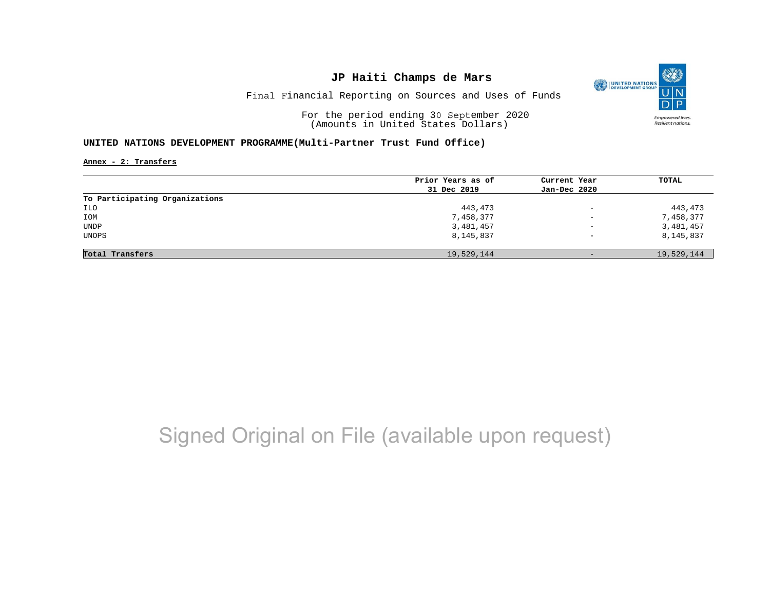# JP Haiti Champs de Mars

Final Financial Reporting on Sources and Uses of Funds

For the period ending 30 September 2020
(Amounts in United States Dollars)

**UNITED NATIONS DEVELOPMENT PROGRAMME(Multi-Partner Trust Fund Office)**

**Annex - 2: Transfers**

| | Prior Years as of 31 Dec 2019 | Current Year Jan-Dec 2020 | TOTAL |
|---|---|---|---|
| **To Participating Organizations** | | | |
| ILO | 443,473 | - | 443,473 |
| IOM | 7,458,377 | - | 7,458,377 |
| UNDP | 3,481,457 | - | 3,481,457 |
| UNOPS | 8,145,837 | - | 8,145,837 |
| **Total Transfers** | 19,529,144 | - | 19,529,144 |

Signed Original on File (available upon request)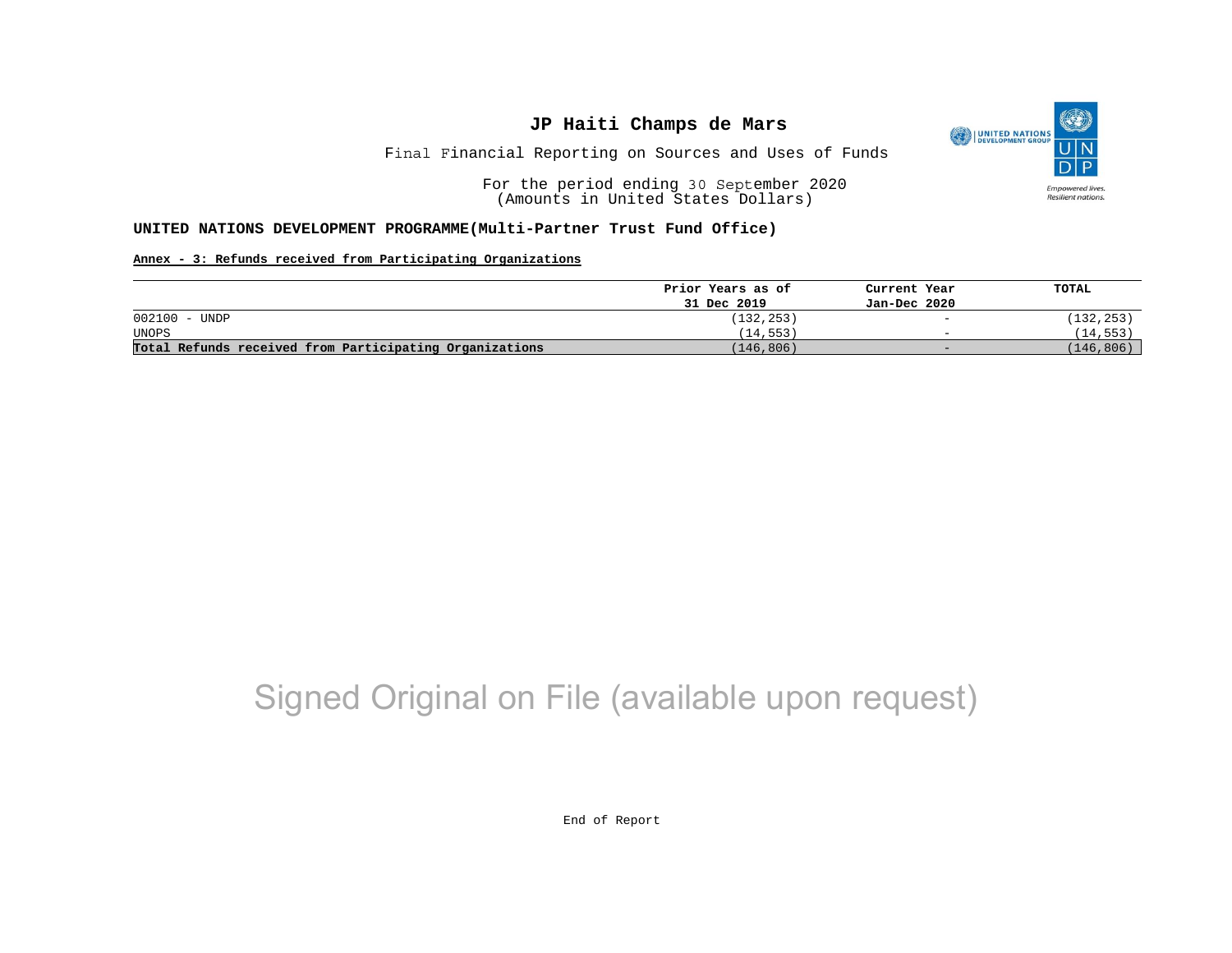# JP Haiti Champs de Mars

Final Financial Reporting on Sources and Uses of Funds

For the period ending 30 September 2020
(Amounts in United States Dollars)

**UNITED NATIONS DEVELOPMENT PROGRAMME(Multi-Partner Trust Fund Office)**

**Annex - 3: Refunds received from Participating Organizations**

| | Prior Years as of 31 Dec 2019 | Current Year Jan-Dec 2020 | TOTAL |
|---|---|---|---|
| 002100 - UNDP | (132,253) | - | (132,253) |
| UNOPS | (14,553) | - | (14,553) |
| **Total Refunds received from Participating Organizations** | (146,806) | - | (146,806) |

Signed Original on File (available upon request)

End of Report